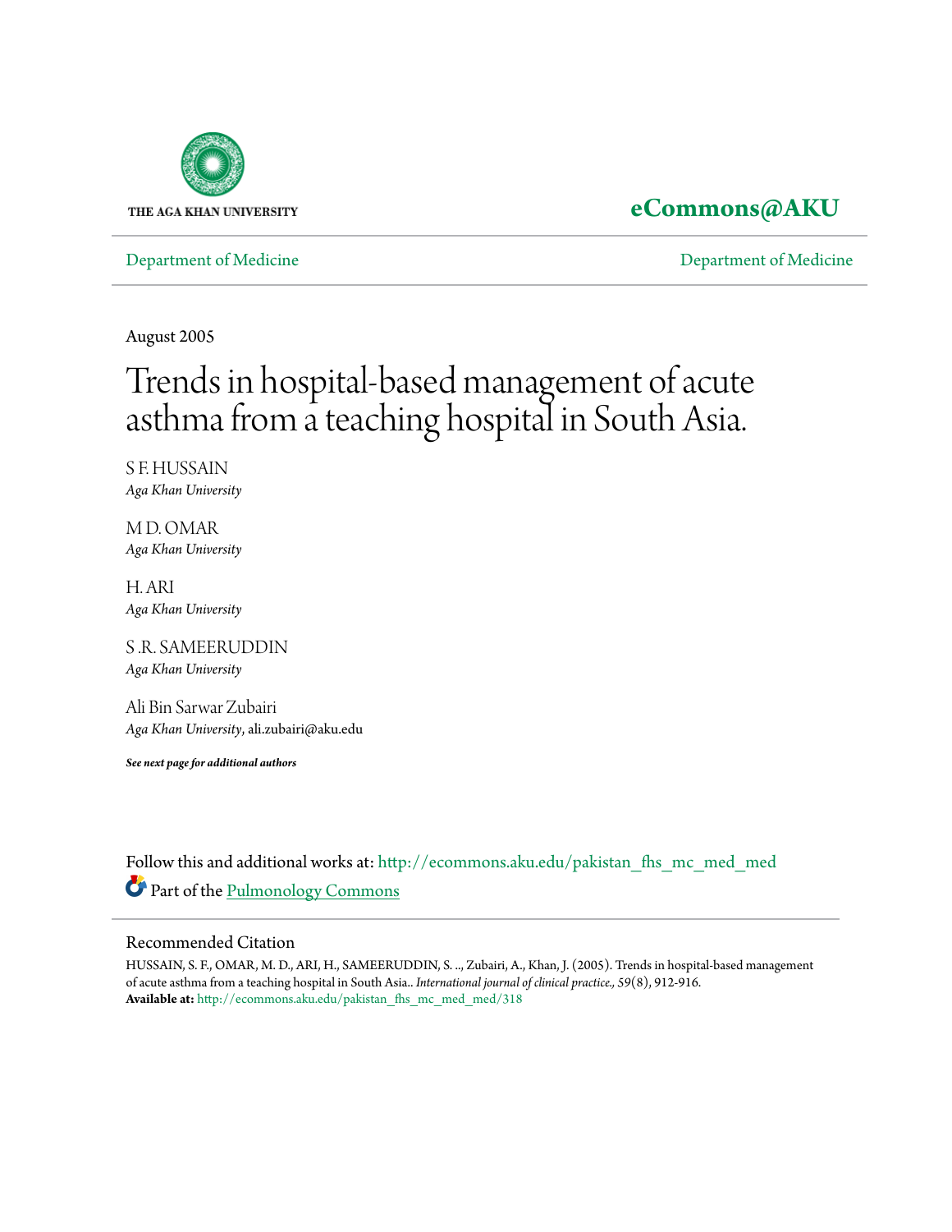THE AGA KHAN UNIVERSITY

**eCommons@AKU**

Department of Medicine | Department of Medicine

August 2005

# Trends in hospital-based management of acute asthma from a teaching hospital in South Asia.

S F. HUSSAIN
*Aga Khan University*

M D. OMAR
*Aga Khan University*

H. ARI
*Aga Khan University*

S .R. SAMEERUDDIN
*Aga Khan University*

Ali Bin Sarwar Zubairi
*Aga Khan University*, ali.zubairi@aku.edu

***See next page for additional authors***

Follow this and additional works at: http://ecommons.aku.edu/pakistan_fhs_mc_med_med

Part of the Pulmonology Commons

## Recommended Citation

HUSSAIN, S. F., OMAR, M. D., ARI, H., SAMEERUDDIN, S. .., Zubairi, A., Khan, J. (2005). Trends in hospital-based management of acute asthma from a teaching hospital in South Asia.. *International journal of clinical practice., 59*(8), 912-916.

**Available at:** http://ecommons.aku.edu/pakistan_fhs_mc_med_med/318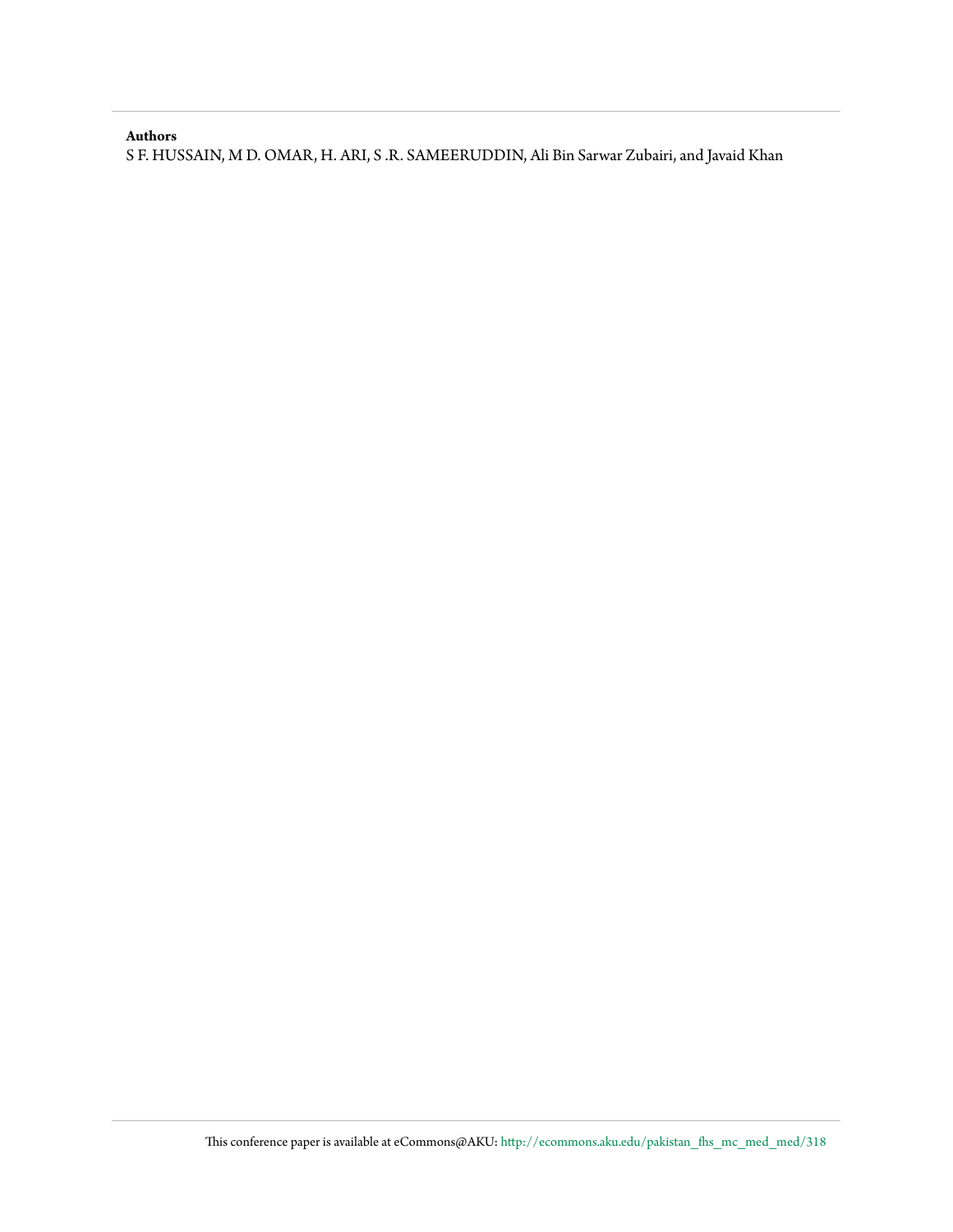**Authors**

S F. HUSSAIN, M D. OMAR, H. ARI, S .R. SAMEERUDDIN, Ali Bin Sarwar Zubairi, and Javaid Khan

This conference paper is available at eCommons@AKU: http://ecommons.aku.edu/pakistan_fhs_mc_med_med/318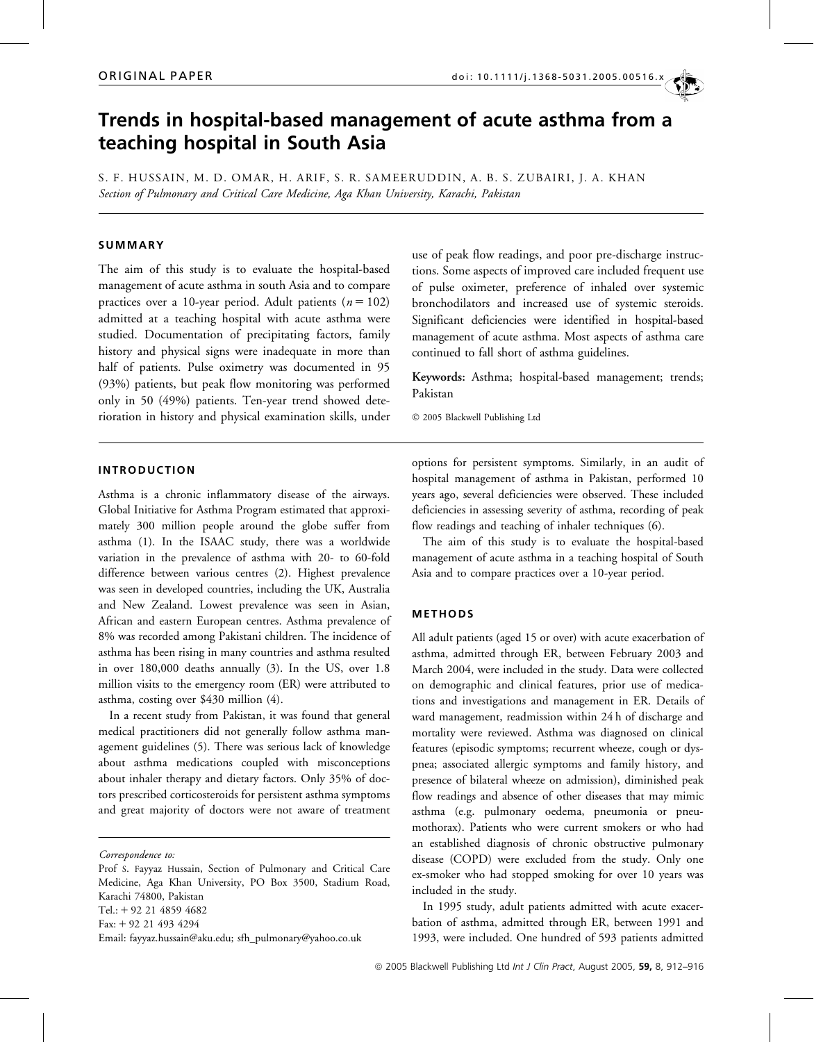ORIGINAL PAPER

doi: 10.1111/j.1368-5031.2005.00516.x

# Trends in hospital-based management of acute asthma from a teaching hospital in South Asia

S. F. HUSSAIN, M. D. OMAR, H. ARIF, S. R. SAMEERUDDIN, A. B. S. ZUBAIRI, J. A. KHAN

*Section of Pulmonary and Critical Care Medicine, Aga Khan University, Karachi, Pakistan*

## SUMMARY

The aim of this study is to evaluate the hospital-based management of acute asthma in south Asia and to compare practices over a 10-year period. Adult patients ($n = 102$) admitted at a teaching hospital with acute asthma were studied. Documentation of precipitating factors, family history and physical signs were inadequate in more than half of patients. Pulse oximetry was documented in 95 (93%) patients, but peak flow monitoring was performed only in 50 (49%) patients. Ten-year trend showed deterioration in history and physical examination skills, under use of peak flow readings, and poor pre-discharge instructions. Some aspects of improved care included frequent use of pulse oximeter, preference of inhaled over systemic bronchodilators and increased use of systemic steroids. Significant deficiencies were identified in hospital-based management of acute asthma. Most aspects of asthma care continued to fall short of asthma guidelines.

**Keywords:** Asthma; hospital-based management; trends; Pakistan

© 2005 Blackwell Publishing Ltd

## INTRODUCTION

Asthma is a chronic inflammatory disease of the airways. Global Initiative for Asthma Program estimated that approximately 300 million people around the globe suffer from asthma (1). In the ISAAC study, there was a worldwide variation in the prevalence of asthma with 20- to 60-fold difference between various centres (2). Highest prevalence was seen in developed countries, including the UK, Australia and New Zealand. Lowest prevalence was seen in Asian, African and eastern European centres. Asthma prevalence of 8% was recorded among Pakistani children. The incidence of asthma has been rising in many countries and asthma resulted in over 180,000 deaths annually (3). In the US, over 1.8 million visits to the emergency room (ER) were attributed to asthma, costing over \$430 million (4).

In a recent study from Pakistan, it was found that general medical practitioners did not generally follow asthma management guidelines (5). There was serious lack of knowledge about asthma medications coupled with misconceptions about inhaler therapy and dietary factors. Only 35% of doctors prescribed corticosteroids for persistent asthma symptoms and great majority of doctors were not aware of treatment options for persistent symptoms. Similarly, in an audit of hospital management of asthma in Pakistan, performed 10 years ago, several deficiencies were observed. These included deficiencies in assessing severity of asthma, recording of peak flow readings and teaching of inhaler techniques (6).

The aim of this study is to evaluate the hospital-based management of acute asthma in a teaching hospital of South Asia and to compare practices over a 10-year period.

## METHODS

All adult patients (aged 15 or over) with acute exacerbation of asthma, admitted through ER, between February 2003 and March 2004, were included in the study. Data were collected on demographic and clinical features, prior use of medications and investigations and management in ER. Details of ward management, readmission within 24 h of discharge and mortality were reviewed. Asthma was diagnosed on clinical features (episodic symptoms; recurrent wheeze, cough or dyspnea; associated allergic symptoms and family history, and presence of bilateral wheeze on admission), diminished peak flow readings and absence of other diseases that may mimic asthma (e.g. pulmonary oedema, pneumonia or pneumothorax). Patients who were current smokers or who had an established diagnosis of chronic obstructive pulmonary disease (COPD) were excluded from the study. Only one ex-smoker who had stopped smoking for over 10 years was included in the study.

In 1995 study, adult patients admitted with acute exacerbation of asthma, admitted through ER, between 1991 and 1993, were included. One hundred of 593 patients admitted

*Correspondence to:*
Prof S. Fayyaz Hussain, Section of Pulmonary and Critical Care Medicine, Aga Khan University, PO Box 3500, Stadium Road, Karachi 74800, Pakistan
Tel.: + 92 21 4859 4682
Fax: + 92 21 493 4294
Email: fayyaz.hussain@aku.edu; sfh_pulmonary@yahoo.co.uk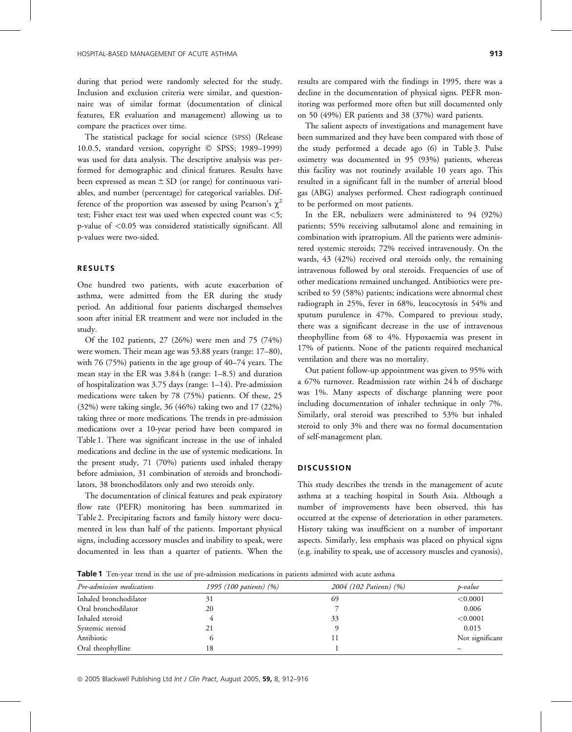during that period were randomly selected for the study. Inclusion and exclusion criteria were similar, and questionnaire was of similar format (documentation of clinical features, ER evaluation and management) allowing us to compare the practices over time.

The statistical package for social science (SPSS) (Release 10.0.5, standard version, copyright © SPSS; 1989–1999) was used for data analysis. The descriptive analysis was performed for demographic and clinical features. Results have been expressed as mean ± SD (or range) for continuous variables, and number (percentage) for categorical variables. Difference of the proportion was assessed by using Pearson's $\chi^2$ test; Fisher exact test was used when expected count was $<5$; p-value of $<0.05$ was considered statistically significant. All p-values were two-sided.

## RESULTS

One hundred two patients, with acute exacerbation of asthma, were admitted from the ER during the study period. An additional four patients discharged themselves soon after initial ER treatment and were not included in the study.

Of the 102 patients, 27 (26%) were men and 75 (74%) were women. Their mean age was 53.88 years (range: 17–80), with 76 (75%) patients in the age group of 40–74 years. The mean stay in the ER was 3.84 h (range: 1–8.5) and duration of hospitalization was 3.75 days (range: 1–14). Pre-admission medications were taken by 78 (75%) patients. Of these, 25 (32%) were taking single, 36 (46%) taking two and 17 (22%) taking three or more medications. The trends in pre-admission medications over a 10-year period have been compared in Table 1. There was significant increase in the use of inhaled medications and decline in the use of systemic medications. In the present study, 71 (70%) patients used inhaled therapy before admission, 31 combination of steroids and bronchodilators, 38 bronchodilators only and two steroids only.

The documentation of clinical features and peak expiratory flow rate (PEFR) monitoring has been summarized in Table 2. Precipitating factors and family history were documented in less than half of the patients. Important physical signs, including accessory muscles and inability to speak, were documented in less than a quarter of patients. When the results are compared with the findings in 1995, there was a decline in the documentation of physical signs. PEFR monitoring was performed more often but still documented only on 50 (49%) ER patients and 38 (37%) ward patients.

The salient aspects of investigations and management have been summarized and they have been compared with those of the study performed a decade ago (6) in Table 3. Pulse oximetry was documented in 95 (93%) patients, whereas this facility was not routinely available 10 years ago. This resulted in a significant fall in the number of arterial blood gas (ABG) analyses performed. Chest radiograph continued to be performed on most patients.

In the ER, nebulizers were administered to 94 (92%) patients; 55% receiving salbutamol alone and remaining in combination with ipratropium. All the patients were administered systemic steroids; 72% received intravenously. On the wards, 43 (42%) received oral steroids only, the remaining intravenous followed by oral steroids. Frequencies of use of other medications remained unchanged. Antibiotics were prescribed to 59 (58%) patients; indications were abnormal chest radiograph in 25%, fever in 68%, leucocytosis in 54% and sputum purulence in 47%. Compared to previous study, there was a significant decrease in the use of intravenous theophylline from 68 to 4%. Hypoxaemia was present in 17% of patients. None of the patients required mechanical ventilation and there was no mortality.

Out patient follow-up appointment was given to 95% with a 67% turnover. Readmission rate within 24 h of discharge was 1%. Many aspects of discharge planning were poor including documentation of inhaler technique in only 7%. Similarly, oral steroid was prescribed to 53% but inhaled steroid to only 3% and there was no formal documentation of self-management plan.

## DISCUSSION

This study describes the trends in the management of acute asthma at a teaching hospital in South Asia. Although a number of improvements have been observed, this has occurred at the expense of deterioration in other parameters. History taking was insufficient on a number of important aspects. Similarly, less emphasis was placed on physical signs (e.g. inability to speak, use of accessory muscles and cyanosis),

**Table 1** Ten-year trend in the use of pre-admission medications in patients admitted with acute asthma

| *Pre-admission medications* | *1995 (100 patients) (%)* | *2004 (102 Patients) (%)* | *p-value* |
|---|---|---|---|
| Inhaled bronchodilator | 31 | 69 | <0.0001 |
| Oral bronchodilator | 20 | 7 | 0.006 |
| Inhaled steroid | 4 | 33 | <0.0001 |
| Systemic steroid | 21 | 9 | 0.015 |
| Antibiotic | 6 | 11 | Not significant |
| Oral theophylline | 18 | 1 | – |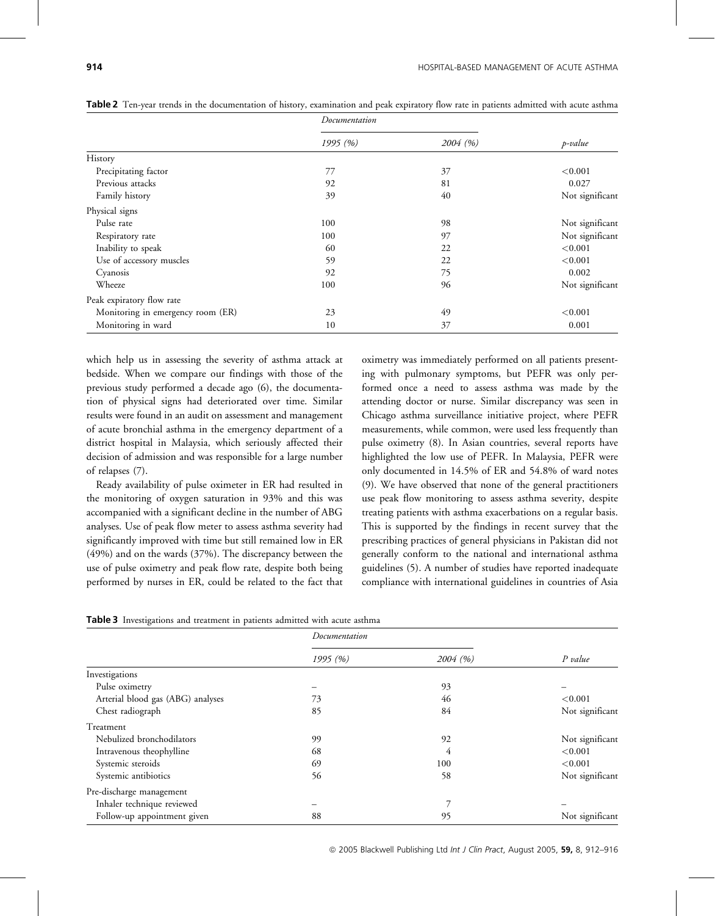**Table 2** Ten-year trends in the documentation of history, examination and peak expiratory flow rate in patients admitted with acute asthma

| | *Documentation* | | |
|---|---|---|---|
| | *1995 (%)* | *2004 (%)* | *p-value* |
| History | | | |
| Precipitating factor | 77 | 37 | <0.001 |
| Previous attacks | 92 | 81 | 0.027 |
| Family history | 39 | 40 | Not significant |
| Physical signs | | | |
| Pulse rate | 100 | 98 | Not significant |
| Respiratory rate | 100 | 97 | Not significant |
| Inability to speak | 60 | 22 | <0.001 |
| Use of accessory muscles | 59 | 22 | <0.001 |
| Cyanosis | 92 | 75 | 0.002 |
| Wheeze | 100 | 96 | Not significant |
| Peak expiratory flow rate | | | |
| Monitoring in emergency room (ER) | 23 | 49 | <0.001 |
| Monitoring in ward | 10 | 37 | 0.001 |

which help us in assessing the severity of asthma attack at bedside. When we compare our findings with those of the previous study performed a decade ago (6), the documentation of physical signs had deteriorated over time. Similar results were found in an audit on assessment and management of acute bronchial asthma in the emergency department of a district hospital in Malaysia, which seriously affected their decision of admission and was responsible for a large number of relapses (7).

Ready availability of pulse oximeter in ER had resulted in the monitoring of oxygen saturation in 93% and this was accompanied with a significant decline in the number of ABG analyses. Use of peak flow meter to assess asthma severity had significantly improved with time but still remained low in ER (49%) and on the wards (37%). The discrepancy between the use of pulse oximetry and peak flow rate, despite both being performed by nurses in ER, could be related to the fact that oximetry was immediately performed on all patients presenting with pulmonary symptoms, but PEFR was only performed once a need to assess asthma was made by the attending doctor or nurse. Similar discrepancy was seen in Chicago asthma surveillance initiative project, where PEFR measurements, while common, were used less frequently than pulse oximetry (8). In Asian countries, several reports have highlighted the low use of PEFR. In Malaysia, PEFR were only documented in 14.5% of ER and 54.8% of ward notes (9). We have observed that none of the general practitioners use peak flow monitoring to assess asthma severity, despite treating patients with asthma exacerbations on a regular basis. This is supported by the findings in recent survey that the prescribing practices of general physicians in Pakistan did not generally conform to the national and international asthma guidelines (5). A number of studies have reported inadequate compliance with international guidelines in countries of Asia

**Table 3** Investigations and treatment in patients admitted with acute asthma

| | *Documentation* | | |
|---|---|---|---|
| | *1995 (%)* | *2004 (%)* | *P value* |
| Investigations | | | |
| Pulse oximetry | – | 93 | – |
| Arterial blood gas (ABG) analyses | 73 | 46 | <0.001 |
| Chest radiograph | 85 | 84 | Not significant |
| Treatment | | | |
| Nebulized bronchodilators | 99 | 92 | Not significant |
| Intravenous theophylline | 68 | 4 | <0.001 |
| Systemic steroids | 69 | 100 | <0.001 |
| Systemic antibiotics | 56 | 58 | Not significant |
| Pre-discharge management | | | |
| Inhaler technique reviewed | – | 7 | – |
| Follow-up appointment given | 88 | 95 | Not significant |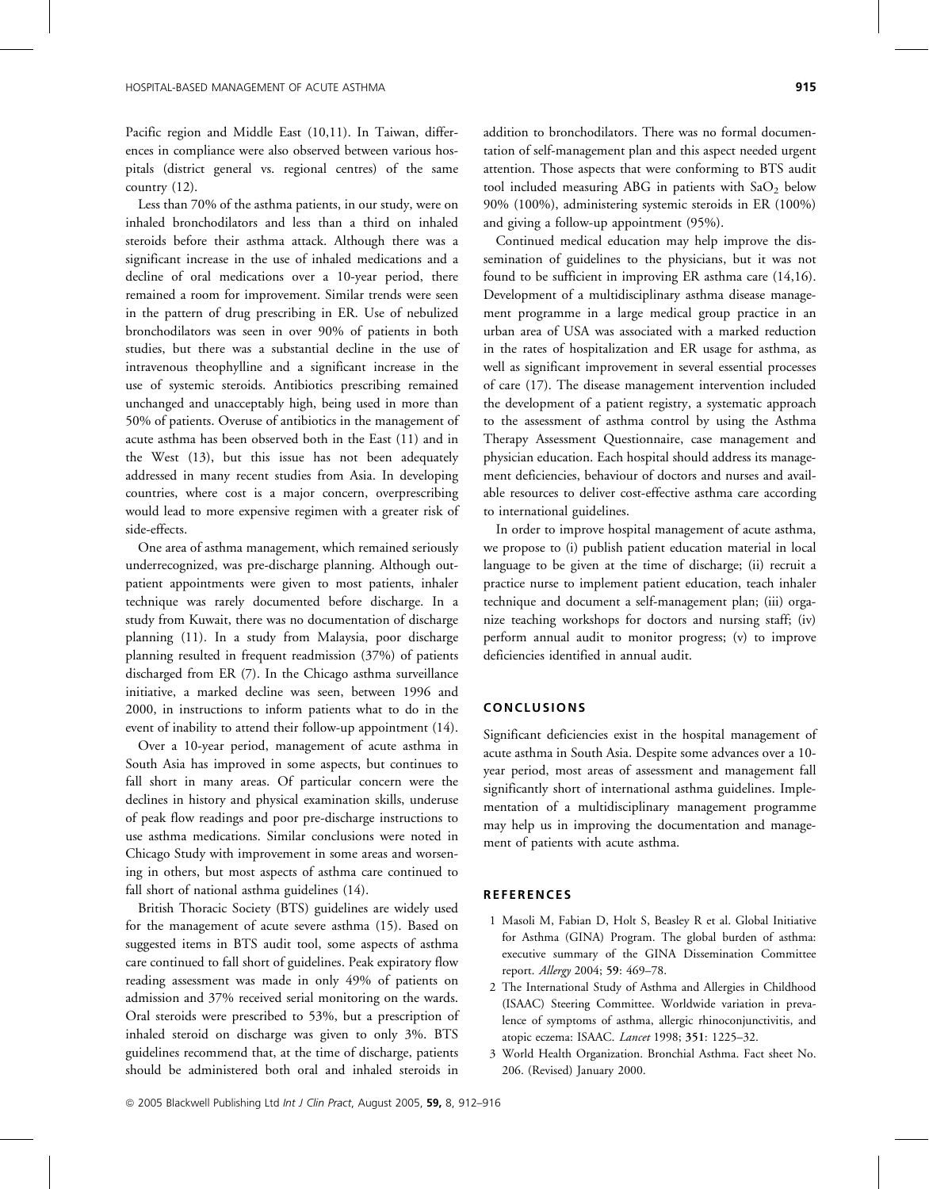Pacific region and Middle East (10,11). In Taiwan, differences in compliance were also observed between various hospitals (district general vs. regional centres) of the same country (12).

Less than 70% of the asthma patients, in our study, were on inhaled bronchodilators and less than a third on inhaled steroids before their asthma attack. Although there was a significant increase in the use of inhaled medications and a decline of oral medications over a 10-year period, there remained a room for improvement. Similar trends were seen in the pattern of drug prescribing in ER. Use of nebulized bronchodilators was seen in over 90% of patients in both studies, but there was a substantial decline in the use of intravenous theophylline and a significant increase in the use of systemic steroids. Antibiotics prescribing remained unchanged and unacceptably high, being used in more than 50% of patients. Overuse of antibiotics in the management of acute asthma has been observed both in the East (11) and in the West (13), but this issue has not been adequately addressed in many recent studies from Asia. In developing countries, where cost is a major concern, overprescribing would lead to more expensive regimen with a greater risk of side-effects.

One area of asthma management, which remained seriously underrecognized, was pre-discharge planning. Although outpatient appointments were given to most patients, inhaler technique was rarely documented before discharge. In a study from Kuwait, there was no documentation of discharge planning (11). In a study from Malaysia, poor discharge planning resulted in frequent readmission (37%) of patients discharged from ER (7). In the Chicago asthma surveillance initiative, a marked decline was seen, between 1996 and 2000, in instructions to inform patients what to do in the event of inability to attend their follow-up appointment (14).

Over a 10-year period, management of acute asthma in South Asia has improved in some aspects, but continues to fall short in many areas. Of particular concern were the declines in history and physical examination skills, underuse of peak flow readings and poor pre-discharge instructions to use asthma medications. Similar conclusions were noted in Chicago Study with improvement in some areas and worsening in others, but most aspects of asthma care continued to fall short of national asthma guidelines (14).

British Thoracic Society (BTS) guidelines are widely used for the management of acute severe asthma (15). Based on suggested items in BTS audit tool, some aspects of asthma care continued to fall short of guidelines. Peak expiratory flow reading assessment was made in only 49% of patients on admission and 37% received serial monitoring on the wards. Oral steroids were prescribed to 53%, but a prescription of inhaled steroid on discharge was given to only 3%. BTS guidelines recommend that, at the time of discharge, patients should be administered both oral and inhaled steroids in addition to bronchodilators. There was no formal documentation of self-management plan and this aspect needed urgent attention. Those aspects that were conforming to BTS audit tool included measuring ABG in patients with $SaO_2$ below 90% (100%), administering systemic steroids in ER (100%) and giving a follow-up appointment (95%).

Continued medical education may help improve the dissemination of guidelines to the physicians, but it was not found to be sufficient in improving ER asthma care (14,16). Development of a multidisciplinary asthma disease management programme in a large medical group practice in an urban area of USA was associated with a marked reduction in the rates of hospitalization and ER usage for asthma, as well as significant improvement in several essential processes of care (17). The disease management intervention included the development of a patient registry, a systematic approach to the assessment of asthma control by using the Asthma Therapy Assessment Questionnaire, case management and physician education. Each hospital should address its management deficiencies, behaviour of doctors and nurses and available resources to deliver cost-effective asthma care according to international guidelines.

In order to improve hospital management of acute asthma, we propose to (i) publish patient education material in local language to be given at the time of discharge; (ii) recruit a practice nurse to implement patient education, teach inhaler technique and document a self-management plan; (iii) organize teaching workshops for doctors and nursing staff; (iv) perform annual audit to monitor progress; (v) to improve deficiencies identified in annual audit.

## CONCLUSIONS

Significant deficiencies exist in the hospital management of acute asthma in South Asia. Despite some advances over a 10-year period, most areas of assessment and management fall significantly short of international asthma guidelines. Implementation of a multidisciplinary management programme may help us in improving the documentation and management of patients with acute asthma.

## REFERENCES

1 Masoli M, Fabian D, Holt S, Beasley R et al. Global Initiative for Asthma (GINA) Program. The global burden of asthma: executive summary of the GINA Dissemination Committee report. *Allergy* 2004; **59**: 469–78.

2 The International Study of Asthma and Allergies in Childhood (ISAAC) Steering Committee. Worldwide variation in prevalence of symptoms of asthma, allergic rhinoconjunctivitis, and atopic eczema: ISAAC. *Lancet* 1998; **351**: 1225–32.

3 World Health Organization. Bronchial Asthma. Fact sheet No. 206. (Revised) January 2000.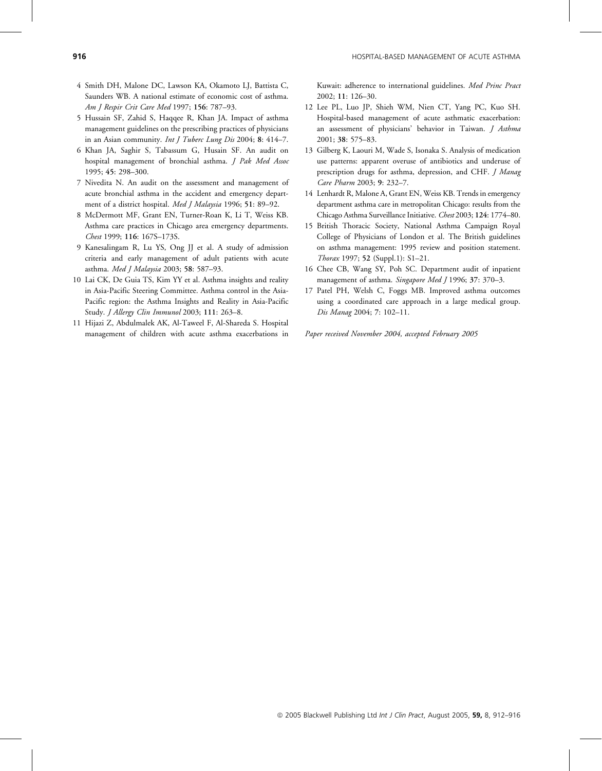4 Smith DH, Malone DC, Lawson KA, Okamoto LJ, Battista C, Saunders WB. A national estimate of economic cost of asthma. *Am J Respir Crit Care Med* 1997; **156**: 787–93.

5 Hussain SF, Zahid S, Haqqee R, Khan JA. Impact of asthma management guidelines on the prescribing practices of physicians in an Asian community. *Int J Tuberc Lung Dis* 2004; **8**: 414–7.

6 Khan JA, Saghir S, Tabassum G, Husain SF. An audit on hospital management of bronchial asthma. *J Pak Med Assoc* 1995; **45**: 298–300.

7 Nivedita N. An audit on the assessment and management of acute bronchial asthma in the accident and emergency department of a district hospital. *Med J Malaysia* 1996; **51**: 89–92.

8 McDermott MF, Grant EN, Turner-Roan K, Li T, Weiss KB. Asthma care practices in Chicago area emergency departments. *Chest* 1999; **116**: 167S–173S.

9 Kanesalingam R, Lu YS, Ong JJ et al. A study of admission criteria and early management of adult patients with acute asthma. *Med J Malaysia* 2003; **58**: 587–93.

10 Lai CK, De Guia TS, Kim YY et al. Asthma insights and reality in Asia-Pacific Steering Committee. Asthma control in the Asia-Pacific region: the Asthma Insights and Reality in Asia-Pacific Study. *J Allergy Clin Immunol* 2003; **111**: 263–8.

11 Hijazi Z, Abdulmalek AK, Al-Taweel F, Al-Shareda S. Hospital management of children with acute asthma exacerbations in Kuwait: adherence to international guidelines. *Med Princ Pract* 2002; **11**: 126–30.

12 Lee PL, Luo JP, Shieh WM, Nien CT, Yang PC, Kuo SH. Hospital-based management of acute asthmatic exacerbation: an assessment of physicians' behavior in Taiwan. *J Asthma* 2001; **38**: 575–83.

13 Gilberg K, Laouri M, Wade S, Isonaka S. Analysis of medication use patterns: apparent overuse of antibiotics and underuse of prescription drugs for asthma, depression, and CHF. *J Manag Care Pharm* 2003; **9**: 232–7.

14 Lenhardt R, Malone A, Grant EN, Weiss KB. Trends in emergency department asthma care in metropolitan Chicago: results from the Chicago Asthma Surveillance Initiative. *Chest* 2003; **124**: 1774–80.

15 British Thoracic Society, National Asthma Campaign Royal College of Physicians of London et al. The British guidelines on asthma management: 1995 review and position statement. *Thorax* 1997; **52** (Suppl.1): S1–21.

16 Chee CB, Wang SY, Poh SC. Department audit of inpatient management of asthma. *Singapore Med J* 1996; **37**: 370–3.

17 Patel PH, Welsh C, Foggs MB. Improved asthma outcomes using a coordinated care approach in a large medical group. *Dis Manag* 2004; 7: 102–11.

*Paper received November 2004, accepted February 2005*